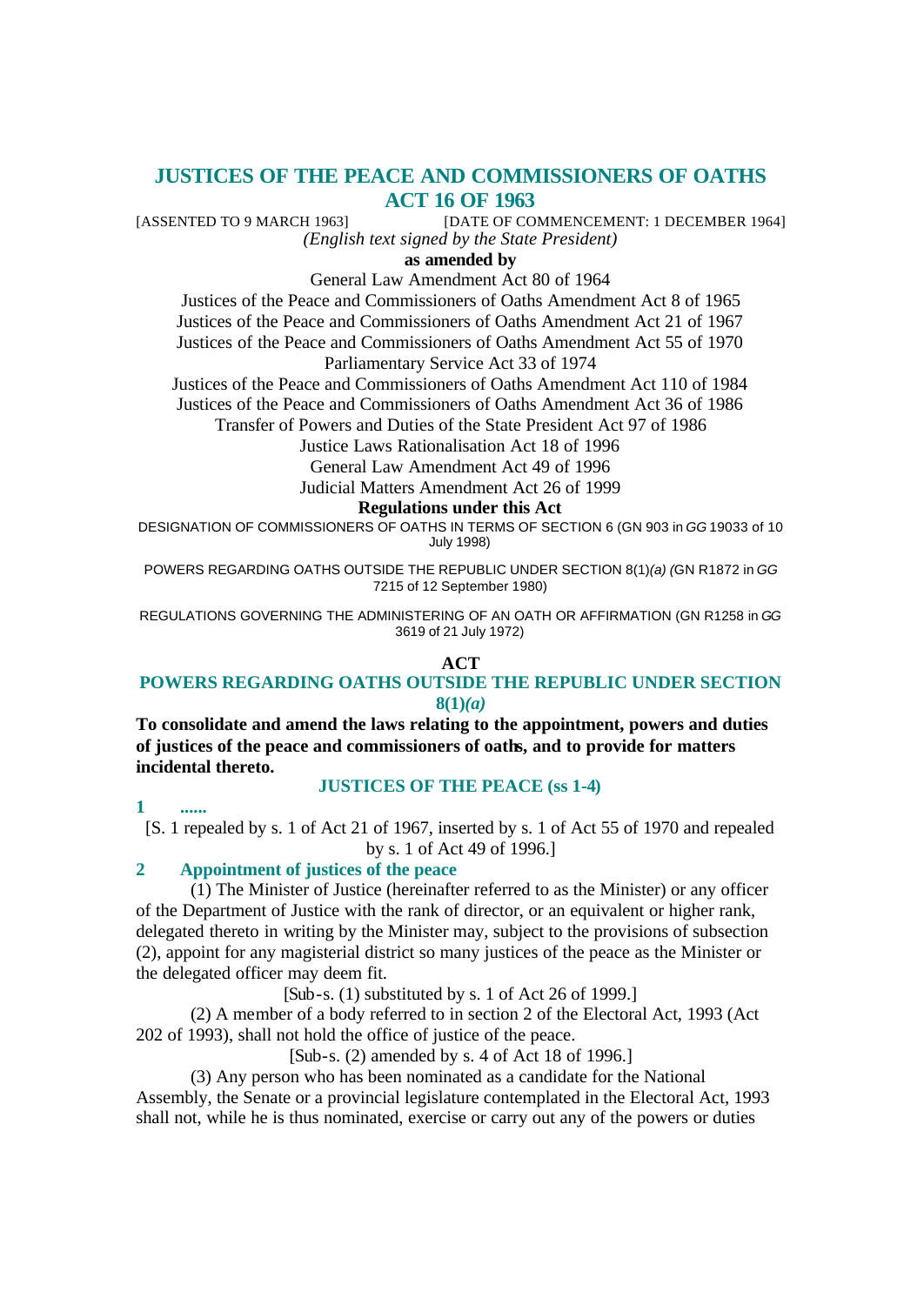# JUSTICES OF THE PEACE AND COMMISSIONERS OF OATHS ACT 16 OF 1963

[ASSENTED TO 9 MARCH 1963] [DATE OF COMMENCEMENT: 1 DECEMBER 1964]

*(English text signed by the State President)*

**as amended by**

General Law Amendment Act 80 of 1964

Justices of the Peace and Commissioners of Oaths Amendment Act 8 of 1965

Justices of the Peace and Commissioners of Oaths Amendment Act 21 of 1967

Justices of the Peace and Commissioners of Oaths Amendment Act 55 of 1970

Parliamentary Service Act 33 of 1974

Justices of the Peace and Commissioners of Oaths Amendment Act 110 of 1984

Justices of the Peace and Commissioners of Oaths Amendment Act 36 of 1986

Transfer of Powers and Duties of the State President Act 97 of 1986

Justice Laws Rationalisation Act 18 of 1996

General Law Amendment Act 49 of 1996

Judicial Matters Amendment Act 26 of 1999

**Regulations under this Act**

DESIGNATION OF COMMISSIONERS OF OATHS IN TERMS OF SECTION 6 (GN 903 in *GG* 19033 of 10 July 1998)

POWERS REGARDING OATHS OUTSIDE THE REPUBLIC UNDER SECTION 8(1)*(a)* (GN R1872 in *GG* 7215 of 12 September 1980)

REGULATIONS GOVERNING THE ADMINISTERING OF AN OATH OR AFFIRMATION (GN R1258 in *GG* 3619 of 21 July 1972)

**ACT**

## POWERS REGARDING OATHS OUTSIDE THE REPUBLIC UNDER SECTION 8(1)*(a)*

**To consolidate and amend the laws relating to the appointment, powers and duties of justices of the peace and commissioners of oaths, and to provide for matters incidental thereto.**

## JUSTICES OF THE PEACE (ss 1-4)

### 1 ......

[S. 1 repealed by s. 1 of Act 21 of 1967, inserted by s. 1 of Act 55 of 1970 and repealed by s. 1 of Act 49 of 1996.]

### 2 Appointment of justices of the peace

(1) The Minister of Justice (hereinafter referred to as the Minister) or any officer of the Department of Justice with the rank of director, or an equivalent or higher rank, delegated thereto in writing by the Minister may, subject to the provisions of subsection (2), appoint for any magisterial district so many justices of the peace as the Minister or the delegated officer may deem fit.

[Sub-s. (1) substituted by s. 1 of Act 26 of 1999.]

(2) A member of a body referred to in section 2 of the Electoral Act, 1993 (Act 202 of 1993), shall not hold the office of justice of the peace.

[Sub-s. (2) amended by s. 4 of Act 18 of 1996.]

(3) Any person who has been nominated as a candidate for the National Assembly, the Senate or a provincial legislature contemplated in the Electoral Act, 1993 shall not, while he is thus nominated, exercise or carry out any of the powers or duties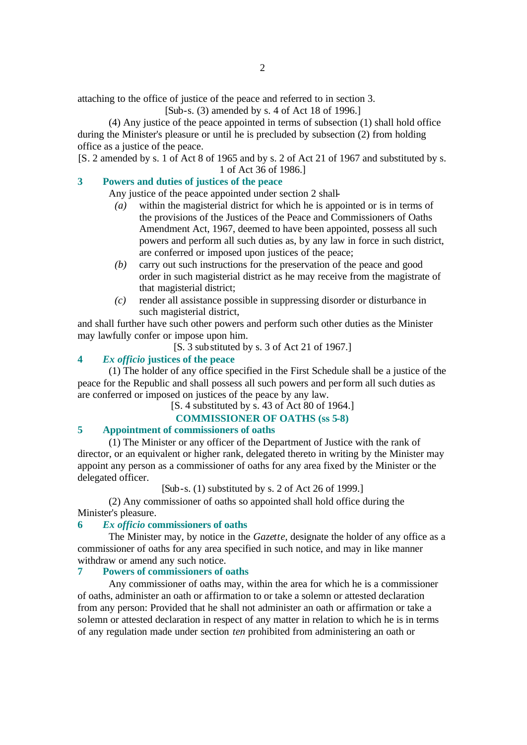attaching to the office of justice of the peace and referred to in section 3.

[Sub-s. (3) amended by s. 4 of Act 18 of 1996.]

(4) Any justice of the peace appointed in terms of subsection (1) shall hold office during the Minister's pleasure or until he is precluded by subsection (2) from holding office as a justice of the peace.

[S. 2 amended by s. 1 of Act 8 of 1965 and by s. 2 of Act 21 of 1967 and substituted by s. 1 of Act 36 of 1986.]

### 3 Powers and duties of justices of the peace

Any justice of the peace appointed under section 2 shall-

*(a)* within the magisterial district for which he is appointed or is in terms of the provisions of the Justices of the Peace and Commissioners of Oaths Amendment Act, 1967, deemed to have been appointed, possess all such powers and perform all such duties as, by any law in force in such district, are conferred or imposed upon justices of the peace;

*(b)* carry out such instructions for the preservation of the peace and good order in such magisterial district as he may receive from the magistrate of that magisterial district;

*(c)* render all assistance possible in suppressing disorder or disturbance in such magisterial district,

and shall further have such other powers and perform such other duties as the Minister may lawfully confer or impose upon him.

[S. 3 substituted by s. 3 of Act 21 of 1967.]

### 4 *Ex officio* justices of the peace

(1) The holder of any office specified in the First Schedule shall be a justice of the peace for the Republic and shall possess all such powers and perform all such duties as are conferred or imposed on justices of the peace by any law.

[S. 4 substituted by s. 43 of Act 80 of 1964.]

## COMMISSIONER OF OATHS (ss 5-8)

### 5 Appointment of commissioners of oaths

(1) The Minister or any officer of the Department of Justice with the rank of director, or an equivalent or higher rank, delegated thereto in writing by the Minister may appoint any person as a commissioner of oaths for any area fixed by the Minister or the delegated officer.

[Sub-s. (1) substituted by s. 2 of Act 26 of 1999.]

(2) Any commissioner of oaths so appointed shall hold office during the Minister's pleasure.

### 6 *Ex officio* commissioners of oaths

The Minister may, by notice in the *Gazette*, designate the holder of any office as a commissioner of oaths for any area specified in such notice, and may in like manner withdraw or amend any such notice.

### 7 Powers of commissioners of oaths

Any commissioner of oaths may, within the area for which he is a commissioner of oaths, administer an oath or affirmation to or take a solemn or attested declaration from any person: Provided that he shall not administer an oath or affirmation or take a solemn or attested declaration in respect of any matter in relation to which he is in terms of any regulation made under section *ten* prohibited from administering an oath or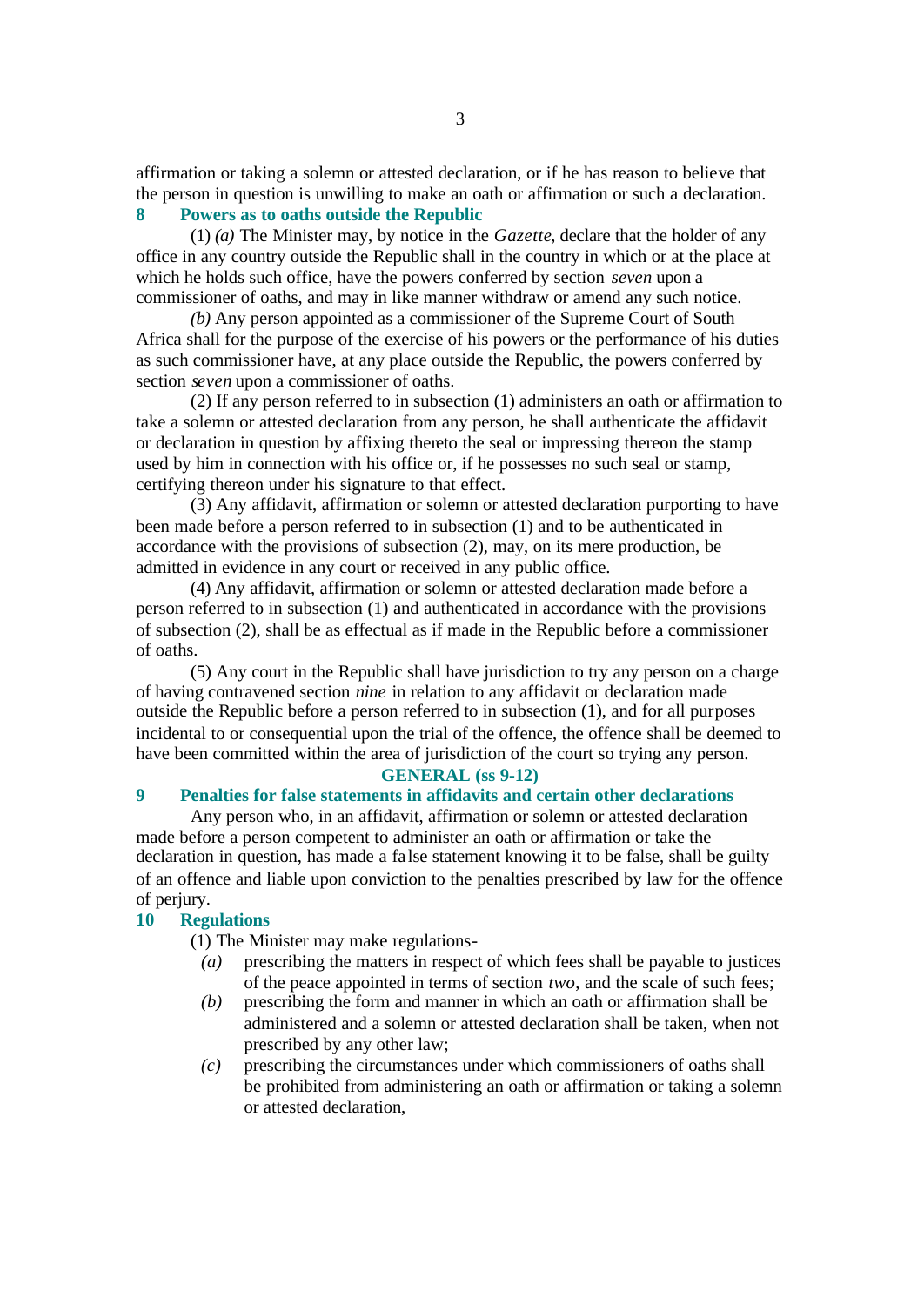affirmation or taking a solemn or attested declaration, or if he has reason to believe that the person in question is unwilling to make an oath or affirmation or such a declaration.

## 8 Powers as to oaths outside the Republic

(1) *(a)* The Minister may, by notice in the *Gazette*, declare that the holder of any office in any country outside the Republic shall in the country in which or at the place at which he holds such office, have the powers conferred by section *seven* upon a commissioner of oaths, and may in like manner withdraw or amend any such notice.

*(b)* Any person appointed as a commissioner of the Supreme Court of South Africa shall for the purpose of the exercise of his powers or the performance of his duties as such commissioner have, at any place outside the Republic, the powers conferred by section *seven* upon a commissioner of oaths.

(2) If any person referred to in subsection (1) administers an oath or affirmation to take a solemn or attested declaration from any person, he shall authenticate the affidavit or declaration in question by affixing thereto the seal or impressing thereon the stamp used by him in connection with his office or, if he possesses no such seal or stamp, certifying thereon under his signature to that effect.

(3) Any affidavit, affirmation or solemn or attested declaration purporting to have been made before a person referred to in subsection (1) and to be authenticated in accordance with the provisions of subsection (2), may, on its mere production, be admitted in evidence in any court or received in any public office.

(4) Any affidavit, affirmation or solemn or attested declaration made before a person referred to in subsection (1) and authenticated in accordance with the provisions of subsection (2), shall be as effectual as if made in the Republic before a commissioner of oaths.

(5) Any court in the Republic shall have jurisdiction to try any person on a charge of having contravened section *nine* in relation to any affidavit or declaration made outside the Republic before a person referred to in subsection (1), and for all purposes incidental to or consequential upon the trial of the offence, the offence shall be deemed to have been committed within the area of jurisdiction of the court so trying any person.

### GENERAL (ss 9-12)

## 9 Penalties for false statements in affidavits and certain other declarations

Any person who, in an affidavit, affirmation or solemn or attested declaration made before a person competent to administer an oath or affirmation or take the declaration in question, has made a false statement knowing it to be false, shall be guilty of an offence and liable upon conviction to the penalties prescribed by law for the offence of perjury.

## 10 Regulations

(1) The Minister may make regulations-

*(a)* prescribing the matters in respect of which fees shall be payable to justices of the peace appointed in terms of section *two*, and the scale of such fees;

*(b)* prescribing the form and manner in which an oath or affirmation shall be administered and a solemn or attested declaration shall be taken, when not prescribed by any other law;

*(c)* prescribing the circumstances under which commissioners of oaths shall be prohibited from administering an oath or affirmation or taking a solemn or attested declaration,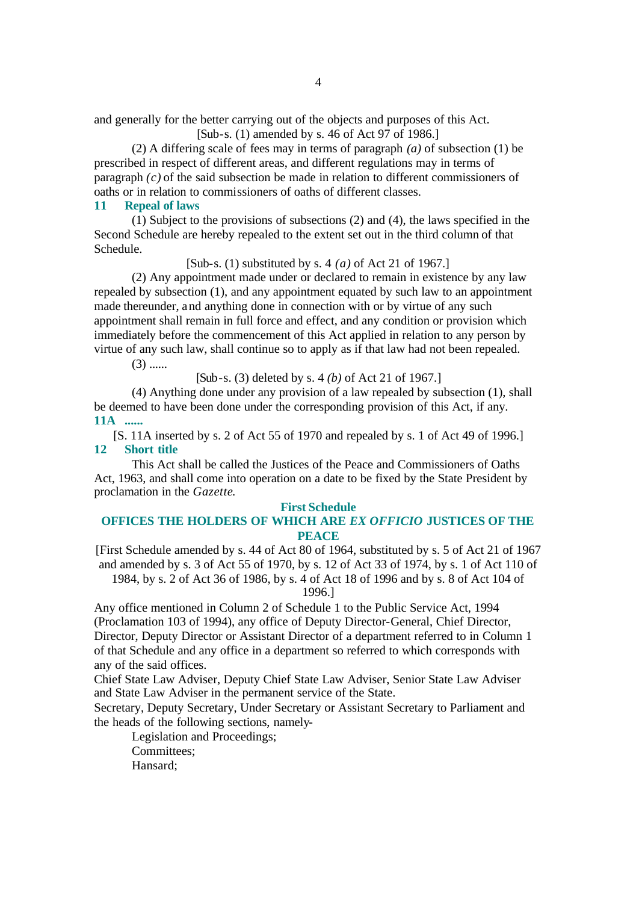and generally for the better carrying out of the objects and purposes of this Act.

[Sub-s. (1) amended by s. 46 of Act 97 of 1986.]

(2) A differing scale of fees may in terms of paragraph *(a)* of subsection (1) be prescribed in respect of different areas, and different regulations may in terms of paragraph *(c)* of the said subsection be made in relation to different commissioners of oaths or in relation to commissioners of oaths of different classes.

**11 Repeal of laws**

(1) Subject to the provisions of subsections (2) and (4), the laws specified in the Second Schedule are hereby repealed to the extent set out in the third column of that Schedule.

[Sub-s. (1) substituted by s. 4 *(a)* of Act 21 of 1967.]

(2) Any appointment made under or declared to remain in existence by any law repealed by subsection (1), and any appointment equated by such law to an appointment made thereunder, and anything done in connection with or by virtue of any such appointment shall remain in full force and effect, and any condition or provision which immediately before the commencement of this Act applied in relation to any person by virtue of any such law, shall continue so to apply as if that law had not been repealed.

(3) ......

[Sub-s. (3) deleted by s. 4 *(b)* of Act 21 of 1967.]

(4) Anything done under any provision of a law repealed by subsection (1), shall be deemed to have been done under the corresponding provision of this Act, if any.

**11A ......**

[S. 11A inserted by s. 2 of Act 55 of 1970 and repealed by s. 1 of Act 49 of 1996.]

**12 Short title**

This Act shall be called the Justices of the Peace and Commissioners of Oaths Act, 1963, and shall come into operation on a date to be fixed by the State President by proclamation in the *Gazette*.

## First Schedule

## OFFICES THE HOLDERS OF WHICH ARE *EX OFFICIO* JUSTICES OF THE PEACE

[First Schedule amended by s. 44 of Act 80 of 1964, substituted by s. 5 of Act 21 of 1967 and amended by s. 3 of Act 55 of 1970, by s. 12 of Act 33 of 1974, by s. 1 of Act 110 of 1984, by s. 2 of Act 36 of 1986, by s. 4 of Act 18 of 1996 and by s. 8 of Act 104 of 1996.]

Any office mentioned in Column 2 of Schedule 1 to the Public Service Act, 1994 (Proclamation 103 of 1994), any office of Deputy Director-General, Chief Director, Director, Deputy Director or Assistant Director of a department referred to in Column 1 of that Schedule and any office in a department so referred to which corresponds with any of the said offices.

Chief State Law Adviser, Deputy Chief State Law Adviser, Senior State Law Adviser and State Law Adviser in the permanent service of the State.

Secretary, Deputy Secretary, Under Secretary or Assistant Secretary to Parliament and the heads of the following sections, namely-

Legislation and Proceedings;
Committees;
Hansard;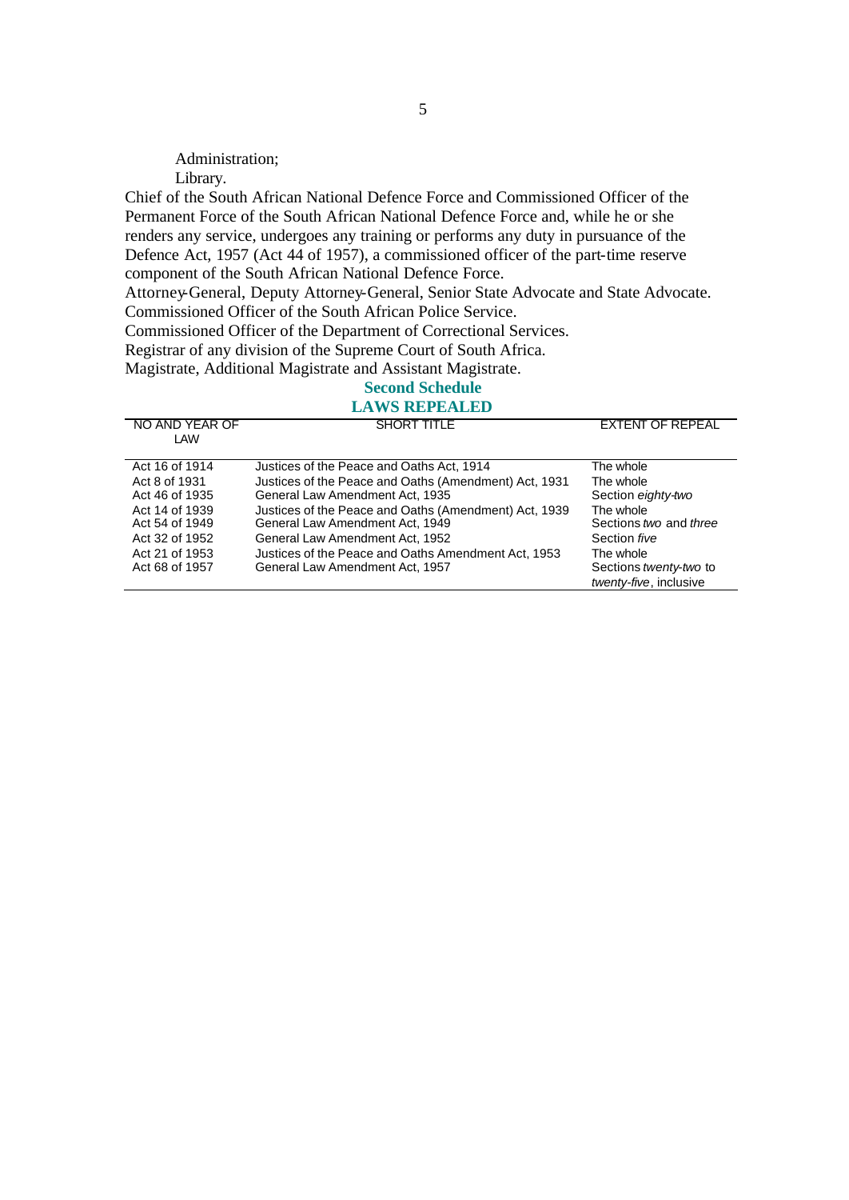Administration;

Library.

Chief of the South African National Defence Force and Commissioned Officer of the Permanent Force of the South African National Defence Force and, while he or she renders any service, undergoes any training or performs any duty in pursuance of the Defence Act, 1957 (Act 44 of 1957), a commissioned officer of the part-time reserve component of the South African National Defence Force.

Attorney-General, Deputy Attorney-General, Senior State Advocate and State Advocate.

Commissioned Officer of the South African Police Service.

Commissioned Officer of the Department of Correctional Services.

Registrar of any division of the Supreme Court of South Africa.

Magistrate, Additional Magistrate and Assistant Magistrate.

## Second Schedule

## LAWS REPEALED

| NO AND YEAR OF LAW | SHORT TITLE | EXTENT OF REPEAL |
|---|---|---|
| Act 16 of 1914 | Justices of the Peace and Oaths Act, 1914 | The whole |
| Act 8 of 1931 | Justices of the Peace and Oaths (Amendment) Act, 1931 | The whole |
| Act 46 of 1935 | General Law Amendment Act, 1935 | Section *eighty-two* |
| Act 14 of 1939 | Justices of the Peace and Oaths (Amendment) Act, 1939 | The whole |
| Act 54 of 1949 | General Law Amendment Act, 1949 | Sections *two* and *three* |
| Act 32 of 1952 | General Law Amendment Act, 1952 | Section *five* |
| Act 21 of 1953 | Justices of the Peace and Oaths Amendment Act, 1953 | The whole |
| Act 68 of 1957 | General Law Amendment Act, 1957 | Sections *twenty-two* to *twenty-five*, inclusive |